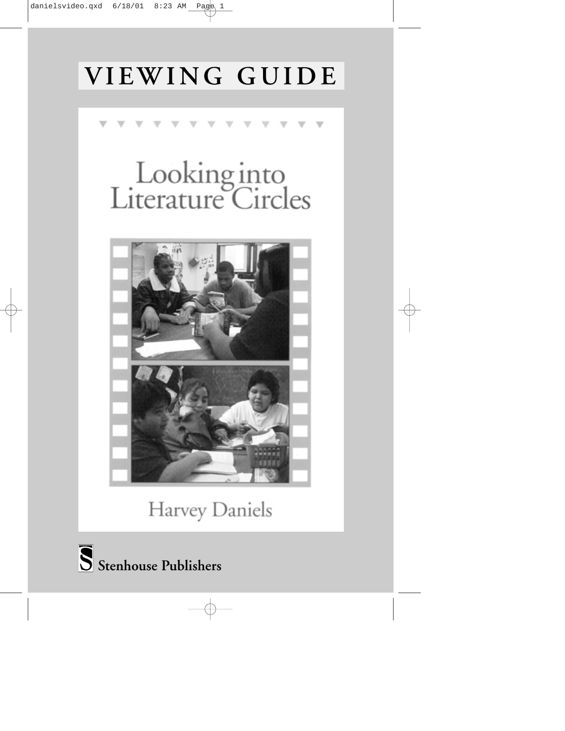# VIEWING GUIDE

# Looking into Literature Circles

Harvey Daniels

Stenhouse Publishers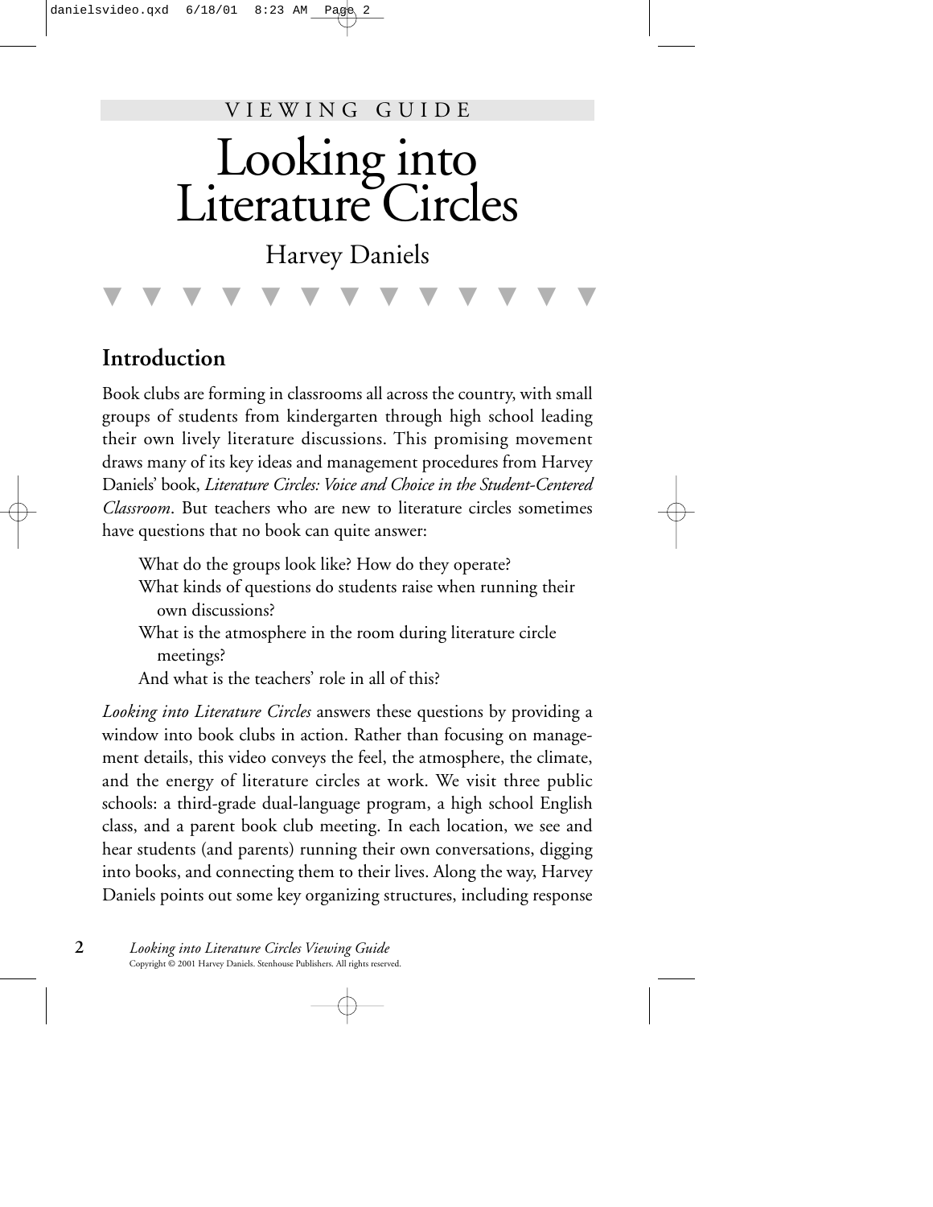VIEWING GUIDE

# Looking into Literature Circles

Harvey Daniels

## Introduction

Book clubs are forming in classrooms all across the country, with small groups of students from kindergarten through high school leading their own lively literature discussions. This promising movement draws many of its key ideas and management procedures from Harvey Daniels' book, *Literature Circles: Voice and Choice in the Student-Centered Classroom*. But teachers who are new to literature circles sometimes have questions that no book can quite answer:

> What do the groups look like? How do they operate?
> What kinds of questions do students raise when running their own discussions?
> What is the atmosphere in the room during literature circle meetings?
> And what is the teachers' role in all of this?

*Looking into Literature Circles* answers these questions by providing a window into book clubs in action. Rather than focusing on management details, this video conveys the feel, the atmosphere, the climate, and the energy of literature circles at work. We visit three public schools: a third-grade dual-language program, a high school English class, and a parent book club meeting. In each location, we see and hear students (and parents) running their own conversations, digging into books, and connecting them to their lives. Along the way, Harvey Daniels points out some key organizing structures, including response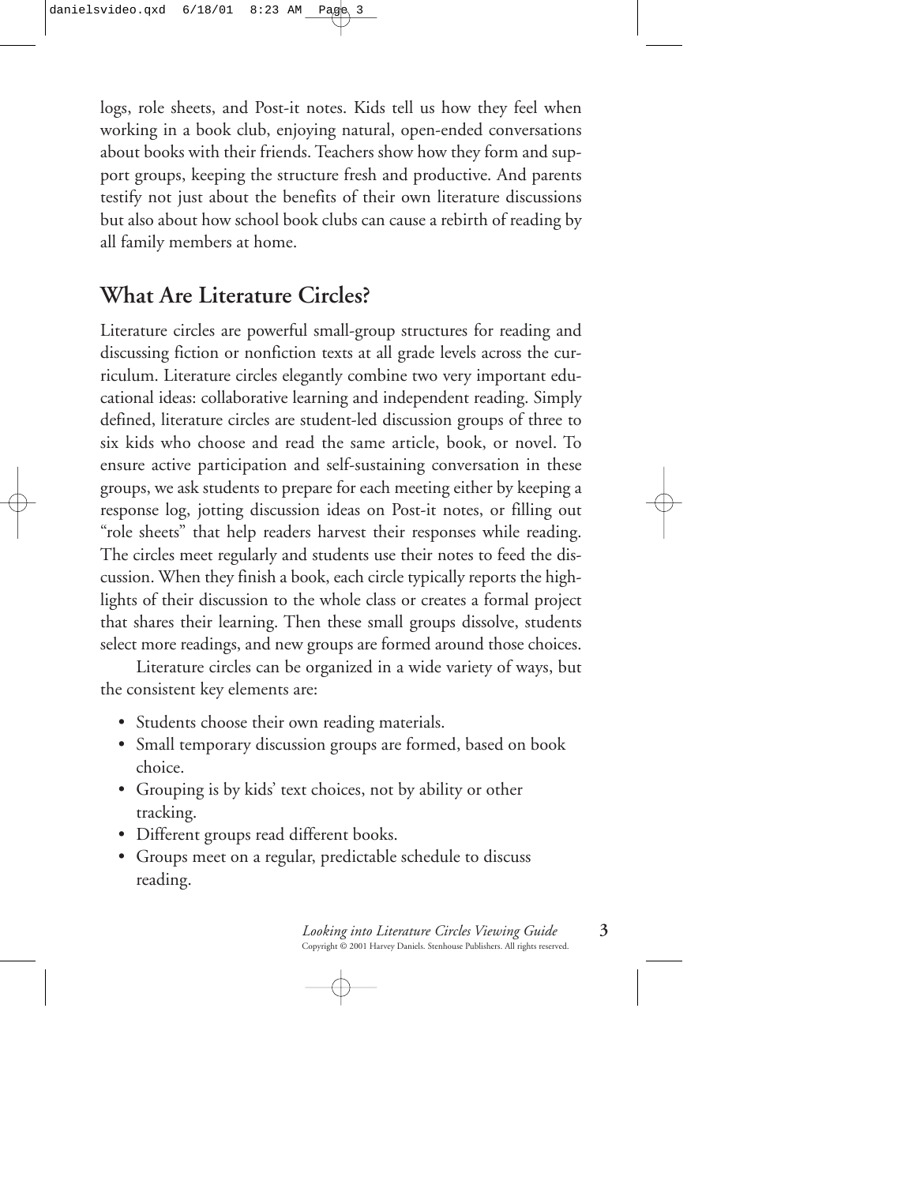logs, role sheets, and Post-it notes. Kids tell us how they feel when working in a book club, enjoying natural, open-ended conversations about books with their friends. Teachers show how they form and support groups, keeping the structure fresh and productive. And parents testify not just about the benefits of their own literature discussions but also about how school book clubs can cause a rebirth of reading by all family members at home.

## What Are Literature Circles?

Literature circles are powerful small-group structures for reading and discussing fiction or nonfiction texts at all grade levels across the curriculum. Literature circles elegantly combine two very important educational ideas: collaborative learning and independent reading. Simply defined, literature circles are student-led discussion groups of three to six kids who choose and read the same article, book, or novel. To ensure active participation and self-sustaining conversation in these groups, we ask students to prepare for each meeting either by keeping a response log, jotting discussion ideas on Post-it notes, or filling out "role sheets" that help readers harvest their responses while reading. The circles meet regularly and students use their notes to feed the discussion. When they finish a book, each circle typically reports the highlights of their discussion to the whole class or creates a formal project that shares their learning. Then these small groups dissolve, students select more readings, and new groups are formed around those choices.

Literature circles can be organized in a wide variety of ways, but the consistent key elements are:

- Students choose their own reading materials.
- Small temporary discussion groups are formed, based on book choice.
- Grouping is by kids' text choices, not by ability or other tracking.
- Different groups read different books.
- Groups meet on a regular, predictable schedule to discuss reading.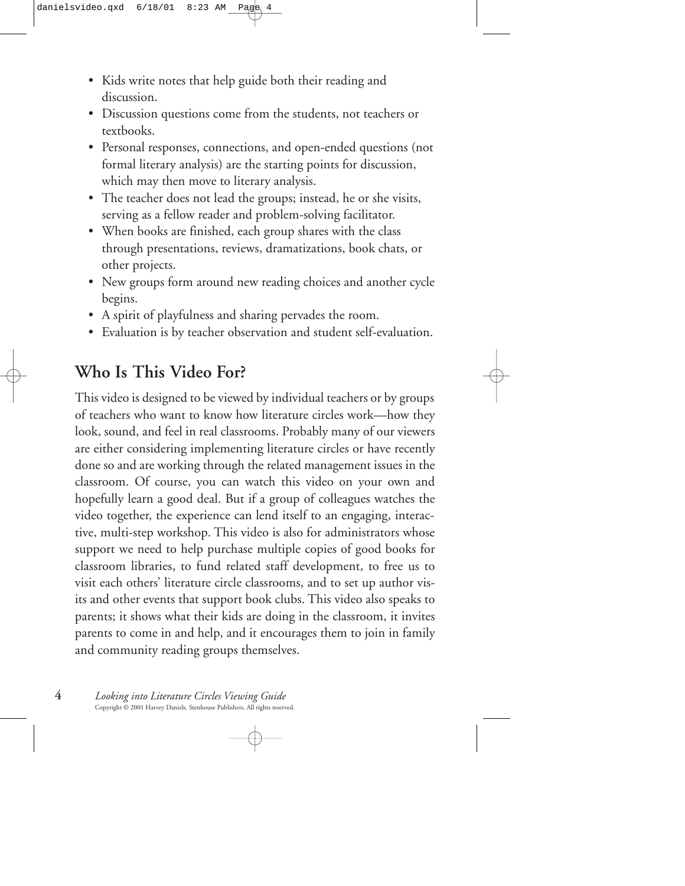- Kids write notes that help guide both their reading and discussion.
- Discussion questions come from the students, not teachers or textbooks.
- Personal responses, connections, and open-ended questions (not formal literary analysis) are the starting points for discussion, which may then move to literary analysis.
- The teacher does not lead the groups; instead, he or she visits, serving as a fellow reader and problem-solving facilitator.
- When books are finished, each group shares with the class through presentations, reviews, dramatizations, book chats, or other projects.
- New groups form around new reading choices and another cycle begins.
- A spirit of playfulness and sharing pervades the room.
- Evaluation is by teacher observation and student self-evaluation.

## Who Is This Video For?

This video is designed to be viewed by individual teachers or by groups of teachers who want to know how literature circles work—how they look, sound, and feel in real classrooms. Probably many of our viewers are either considering implementing literature circles or have recently done so and are working through the related management issues in the classroom. Of course, you can watch this video on your own and hopefully learn a good deal. But if a group of colleagues watches the video together, the experience can lend itself to an engaging, interactive, multi-step workshop. This video is also for administrators whose support we need to help purchase multiple copies of good books for classroom libraries, to fund related staff development, to free us to visit each others' literature circle classrooms, and to set up author visits and other events that support book clubs. This video also speaks to parents; it shows what their kids are doing in the classroom, it invites parents to come in and help, and it encourages them to join in family and community reading groups themselves.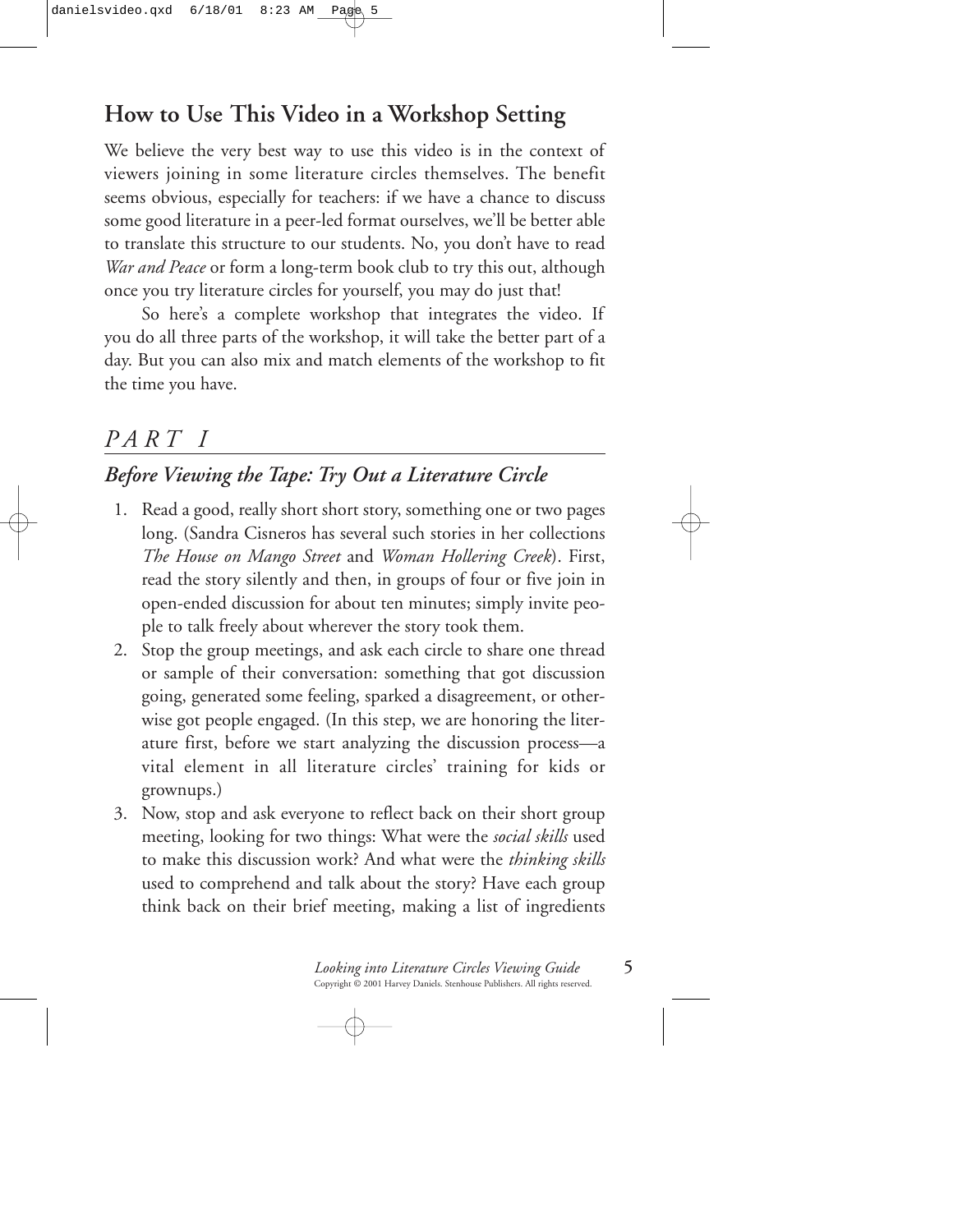## How to Use This Video in a Workshop Setting

We believe the very best way to use this video is in the context of viewers joining in some literature circles themselves. The benefit seems obvious, especially for teachers: if we have a chance to discuss some good literature in a peer-led format ourselves, we'll be better able to translate this structure to our students. No, you don't have to read *War and Peace* or form a long-term book club to try this out, although once you try literature circles for yourself, you may do just that!

So here's a complete workshop that integrates the video. If you do all three parts of the workshop, it will take the better part of a day. But you can also mix and match elements of the workshop to fit the time you have.

## *PART I*

### *Before Viewing the Tape: Try Out a Literature Circle*

1. Read a good, really short short story, something one or two pages long. (Sandra Cisneros has several such stories in her collections *The House on Mango Street* and *Woman Hollering Creek*). First, read the story silently and then, in groups of four or five join in open-ended discussion for about ten minutes; simply invite people to talk freely about wherever the story took them.
2. Stop the group meetings, and ask each circle to share one thread or sample of their conversation: something that got discussion going, generated some feeling, sparked a disagreement, or otherwise got people engaged. (In this step, we are honoring the literature first, before we start analyzing the discussion process—a vital element in all literature circles' training for kids or grownups.)
3. Now, stop and ask everyone to reflect back on their short group meeting, looking for two things: What were the *social skills* used to make this discussion work? And what were the *thinking skills* used to comprehend and talk about the story? Have each group think back on their brief meeting, making a list of ingredients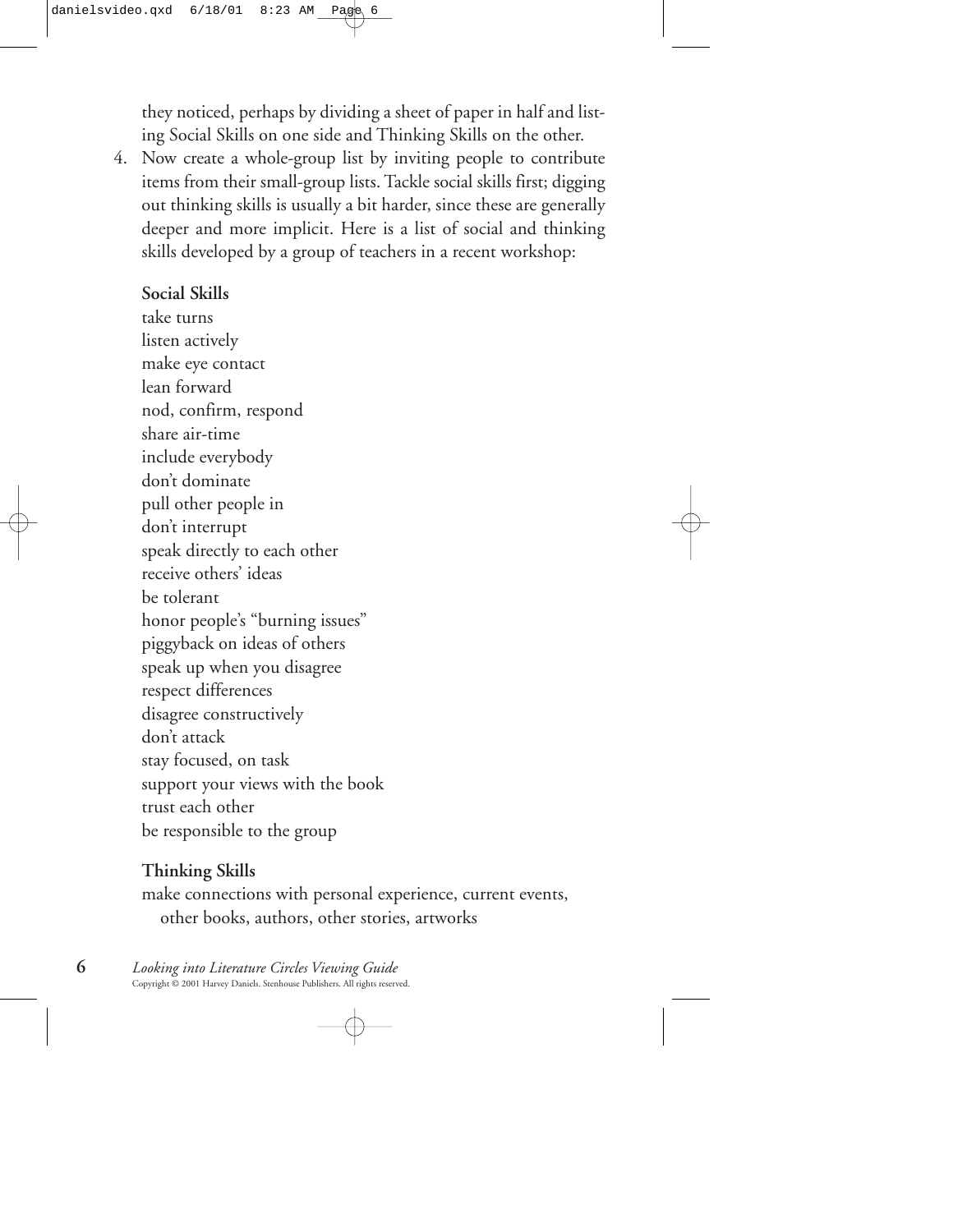they noticed, perhaps by dividing a sheet of paper in half and listing Social Skills on one side and Thinking Skills on the other.

4. Now create a whole-group list by inviting people to contribute items from their small-group lists. Tackle social skills first; digging out thinking skills is usually a bit harder, since these are generally deeper and more implicit. Here is a list of social and thinking skills developed by a group of teachers in a recent workshop:

   **Social Skills**
   take turns
   listen actively
   make eye contact
   lean forward
   nod, confirm, respond
   share air-time
   include everybody
   don't dominate
   pull other people in
   don't interrupt
   speak directly to each other
   receive others' ideas
   be tolerant
   honor people's "burning issues"
   piggyback on ideas of others
   speak up when you disagree
   respect differences
   disagree constructively
   don't attack
   stay focused, on task
   support your views with the book
   trust each other
   be responsible to the group

   **Thinking Skills**
   make connections with personal experience, current events, other books, authors, other stories, artworks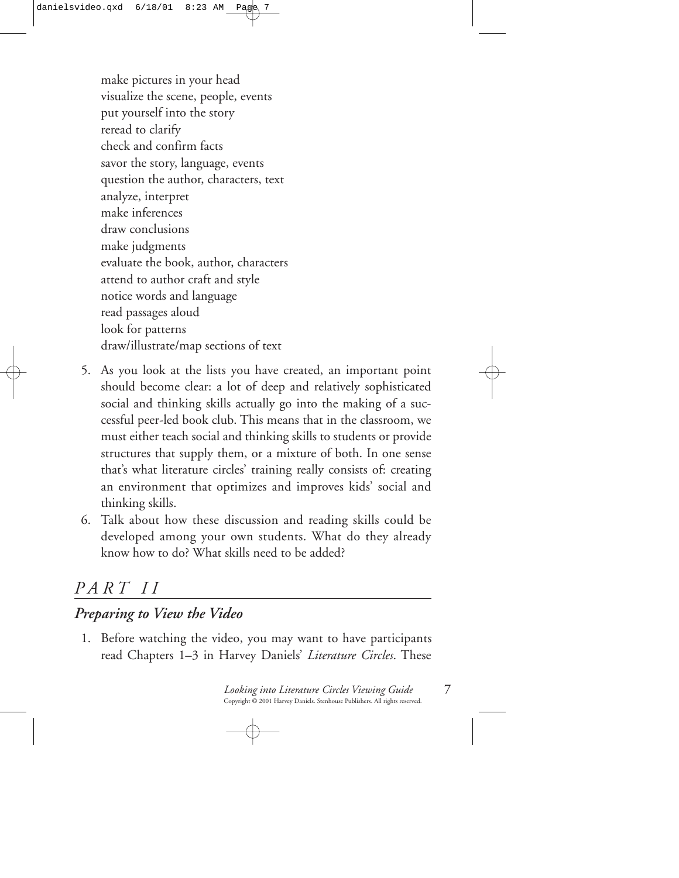make pictures in your head
visualize the scene, people, events
put yourself into the story
reread to clarify
check and confirm facts
savor the story, language, events
question the author, characters, text
analyze, interpret
make inferences
draw conclusions
make judgments
evaluate the book, author, characters
attend to author craft and style
notice words and language
read passages aloud
look for patterns
draw/illustrate/map sections of text

5. As you look at the lists you have created, an important point should become clear: a lot of deep and relatively sophisticated social and thinking skills actually go into the making of a successful peer-led book club. This means that in the classroom, we must either teach social and thinking skills to students or provide structures that supply them, or a mixture of both. In one sense that's what literature circles' training really consists of: creating an environment that optimizes and improves kids' social and thinking skills.
6. Talk about how these discussion and reading skills could be developed among your own students. What do they already know how to do? What skills need to be added?

## *PART II*

### *Preparing to View the Video*

1. Before watching the video, you may want to have participants read Chapters 1–3 in Harvey Daniels' *Literature Circles*. These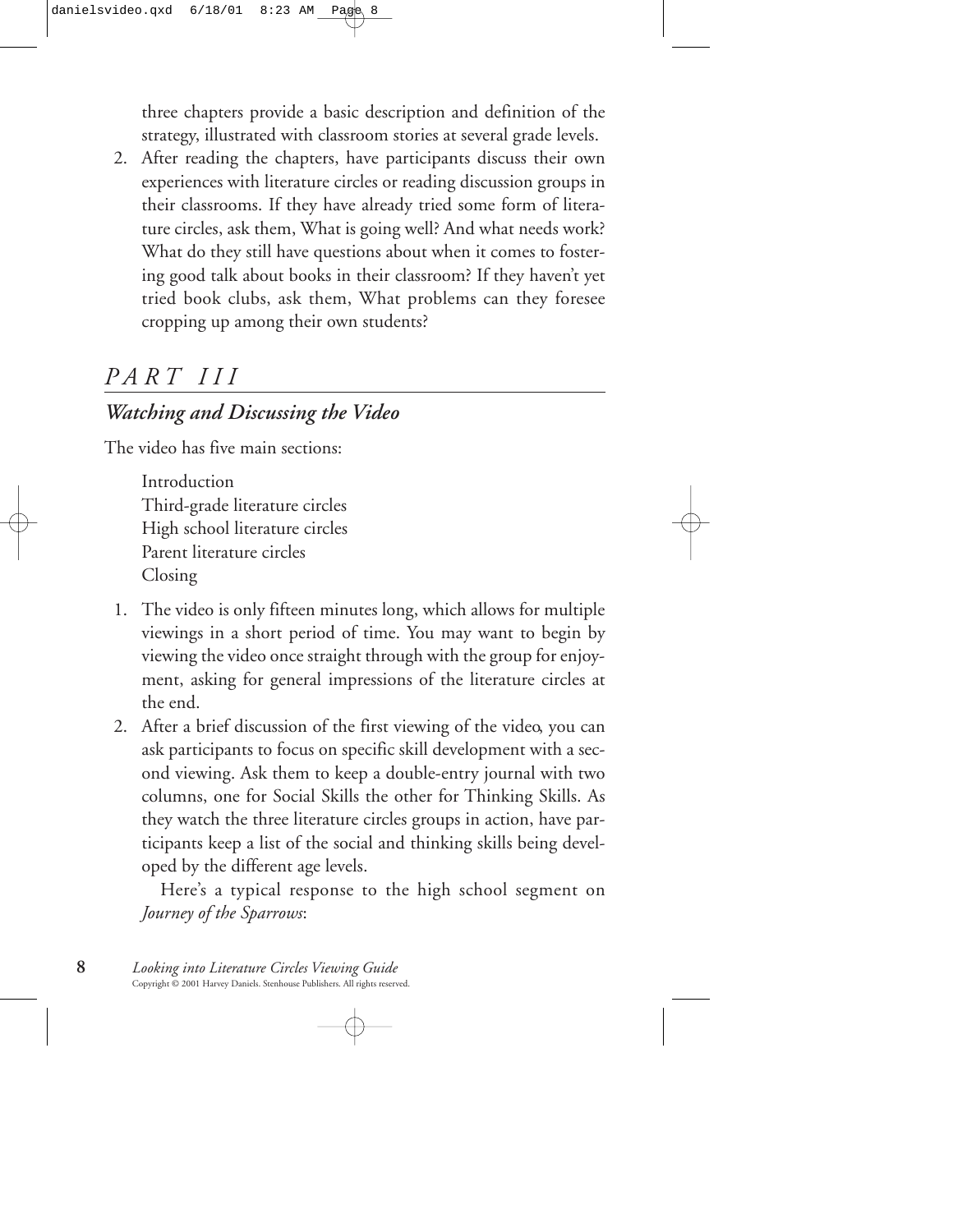three chapters provide a basic description and definition of the strategy, illustrated with classroom stories at several grade levels.

2. After reading the chapters, have participants discuss their own experiences with literature circles or reading discussion groups in their classrooms. If they have already tried some form of literature circles, ask them, What is going well? And what needs work? What do they still have questions about when it comes to fostering good talk about books in their classroom? If they haven't yet tried book clubs, ask them, What problems can they foresee cropping up among their own students?

# *PART III*

## *Watching and Discussing the Video*

The video has five main sections:

Introduction
Third-grade literature circles
High school literature circles
Parent literature circles
Closing

1. The video is only fifteen minutes long, which allows for multiple viewings in a short period of time. You may want to begin by viewing the video once straight through with the group for enjoyment, asking for general impressions of the literature circles at the end.
2. After a brief discussion of the first viewing of the video, you can ask participants to focus on specific skill development with a second viewing. Ask them to keep a double-entry journal with two columns, one for Social Skills the other for Thinking Skills. As they watch the three literature circles groups in action, have participants keep a list of the social and thinking skills being developed by the different age levels.

   Here's a typical response to the high school segment on *Journey of the Sparrows*: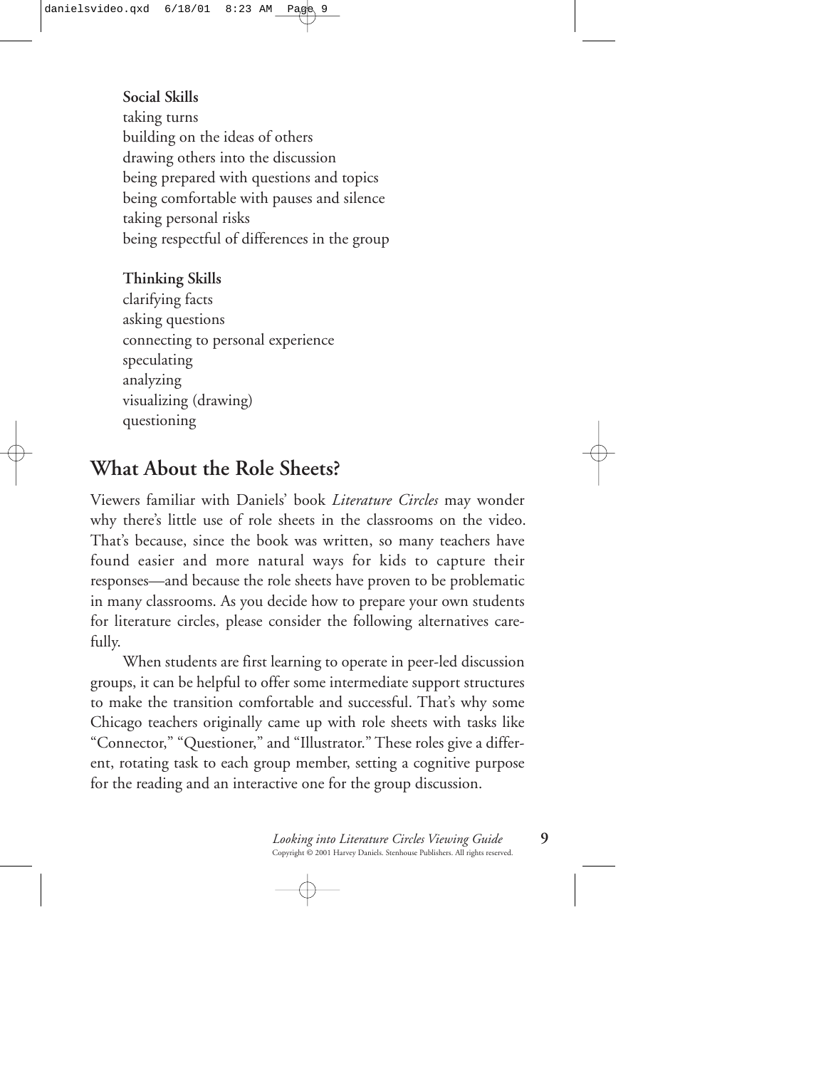**Social Skills**

taking turns
building on the ideas of others
drawing others into the discussion
being prepared with questions and topics
being comfortable with pauses and silence
taking personal risks
being respectful of differences in the group

**Thinking Skills**

clarifying facts
asking questions
connecting to personal experience
speculating
analyzing
visualizing (drawing)
questioning

## What About the Role Sheets?

Viewers familiar with Daniels' book *Literature Circles* may wonder why there's little use of role sheets in the classrooms on the video. That's because, since the book was written, so many teachers have found easier and more natural ways for kids to capture their responses—and because the role sheets have proven to be problematic in many classrooms. As you decide how to prepare your own students for literature circles, please consider the following alternatives carefully.

When students are first learning to operate in peer-led discussion groups, it can be helpful to offer some intermediate support structures to make the transition comfortable and successful. That's why some Chicago teachers originally came up with role sheets with tasks like "Connector," "Questioner," and "Illustrator." These roles give a different, rotating task to each group member, setting a cognitive purpose for the reading and an interactive one for the group discussion.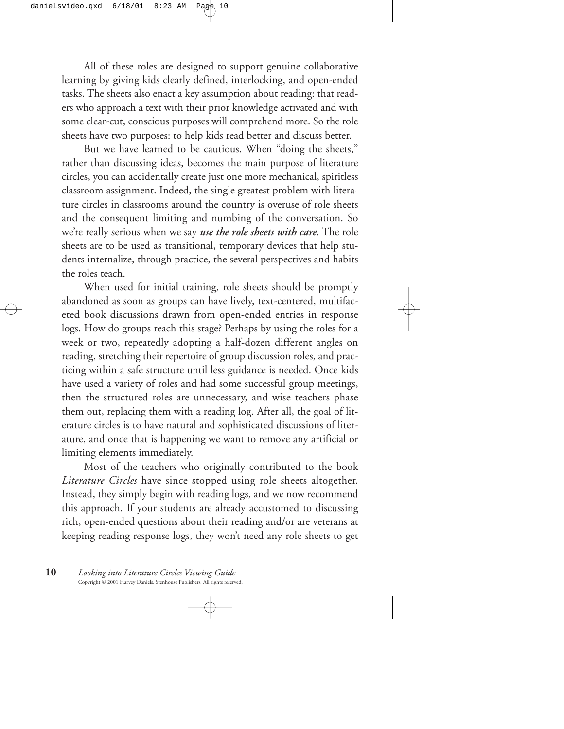All of these roles are designed to support genuine collaborative learning by giving kids clearly defined, interlocking, and open-ended tasks. The sheets also enact a key assumption about reading: that readers who approach a text with their prior knowledge activated and with some clear-cut, conscious purposes will comprehend more. So the role sheets have two purposes: to help kids read better and discuss better.

But we have learned to be cautious. When "doing the sheets," rather than discussing ideas, becomes the main purpose of literature circles, you can accidentally create just one more mechanical, spiritless classroom assignment. Indeed, the single greatest problem with literature circles in classrooms around the country is overuse of role sheets and the consequent limiting and numbing of the conversation. So we're really serious when we say ***use the role sheets with care***. The role sheets are to be used as transitional, temporary devices that help students internalize, through practice, the several perspectives and habits the roles teach.

When used for initial training, role sheets should be promptly abandoned as soon as groups can have lively, text-centered, multifaceted book discussions drawn from open-ended entries in response logs. How do groups reach this stage? Perhaps by using the roles for a week or two, repeatedly adopting a half-dozen different angles on reading, stretching their repertoire of group discussion roles, and practicing within a safe structure until less guidance is needed. Once kids have used a variety of roles and had some successful group meetings, then the structured roles are unnecessary, and wise teachers phase them out, replacing them with a reading log. After all, the goal of literature circles is to have natural and sophisticated discussions of literature, and once that is happening we want to remove any artificial or limiting elements immediately.

Most of the teachers who originally contributed to the book *Literature Circles* have since stopped using role sheets altogether. Instead, they simply begin with reading logs, and we now recommend this approach. If your students are already accustomed to discussing rich, open-ended questions about their reading and/or are veterans at keeping reading response logs, they won't need any role sheets to get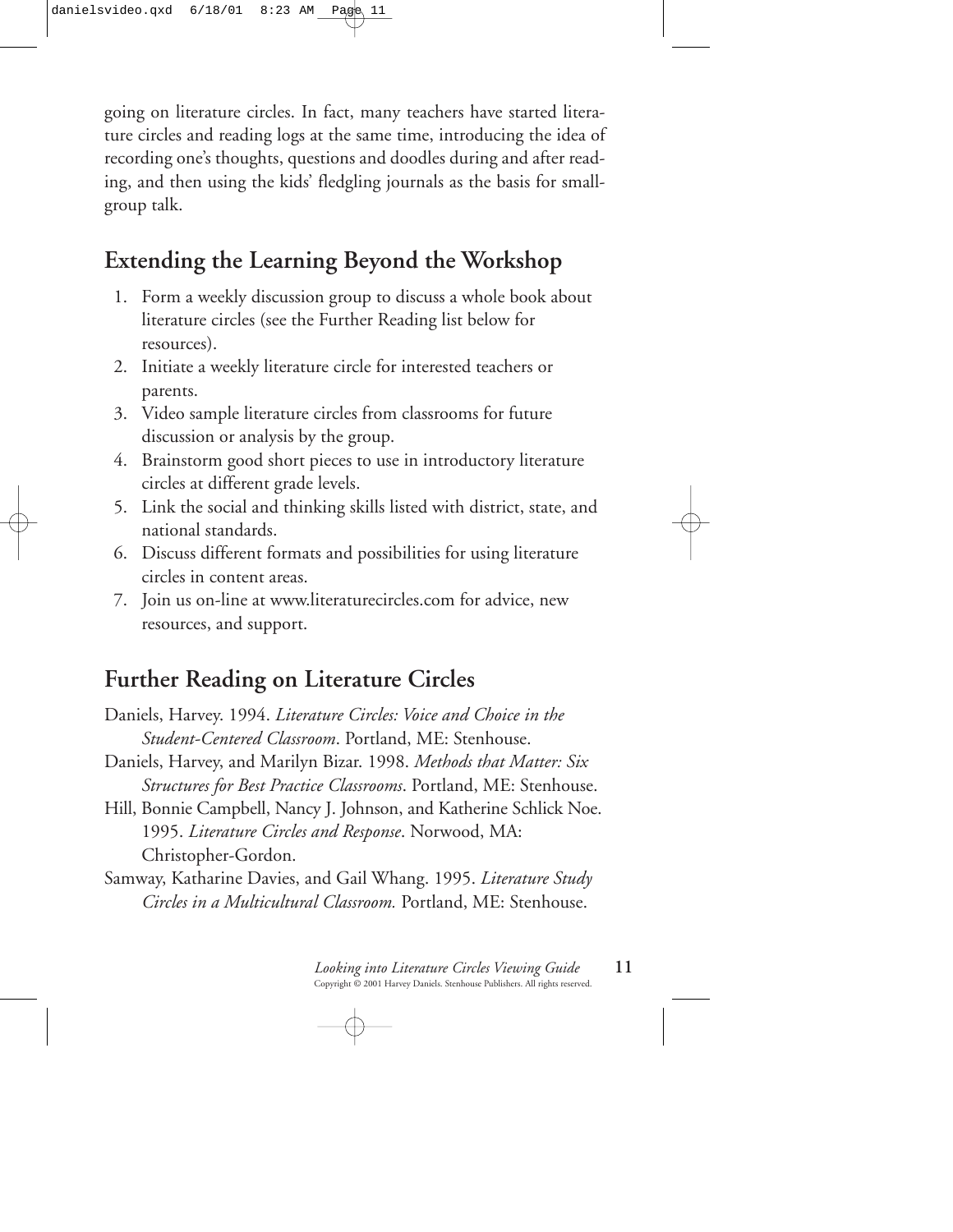going on literature circles. In fact, many teachers have started literature circles and reading logs at the same time, introducing the idea of recording one's thoughts, questions and doodles during and after reading, and then using the kids' fledgling journals as the basis for small-group talk.

## Extending the Learning Beyond the Workshop

1. Form a weekly discussion group to discuss a whole book about literature circles (see the Further Reading list below for resources).
2. Initiate a weekly literature circle for interested teachers or parents.
3. Video sample literature circles from classrooms for future discussion or analysis by the group.
4. Brainstorm good short pieces to use in introductory literature circles at different grade levels.
5. Link the social and thinking skills listed with district, state, and national standards.
6. Discuss different formats and possibilities for using literature circles in content areas.
7. Join us on-line at www.literaturecircles.com for advice, new resources, and support.

## Further Reading on Literature Circles

Daniels, Harvey. 1994. *Literature Circles: Voice and Choice in the Student-Centered Classroom*. Portland, ME: Stenhouse.

Daniels, Harvey, and Marilyn Bizar. 1998. *Methods that Matter: Six Structures for Best Practice Classrooms*. Portland, ME: Stenhouse.

Hill, Bonnie Campbell, Nancy J. Johnson, and Katherine Schlick Noe. 1995. *Literature Circles and Response*. Norwood, MA: Christopher-Gordon.

Samway, Katharine Davies, and Gail Whang. 1995. *Literature Study Circles in a Multicultural Classroom.* Portland, ME: Stenhouse.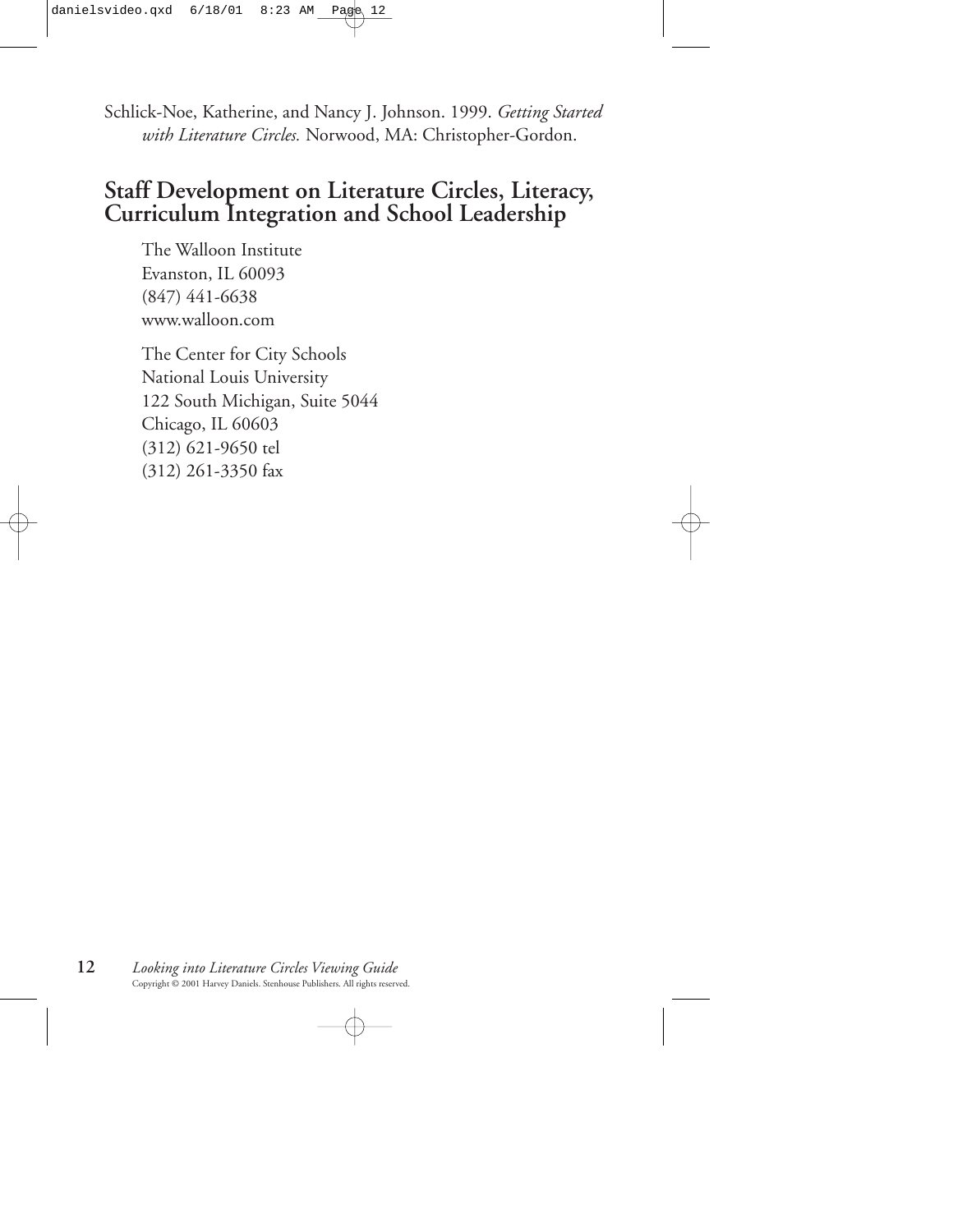Schlick-Noe, Katherine, and Nancy J. Johnson. 1999. *Getting Started with Literature Circles.* Norwood, MA: Christopher-Gordon.

## Staff Development on Literature Circles, Literacy, Curriculum Integration and School Leadership

The Walloon Institute
Evanston, IL 60093
(847) 441-6638
www.walloon.com

The Center for City Schools
National Louis University
122 South Michigan, Suite 5044
Chicago, IL 60603
(312) 621-9650 tel
(312) 261-3350 fax

*Looking into Literature Circles Viewing Guide*
Copyright © 2001 Harvey Daniels. Stenhouse Publishers. All rights reserved.